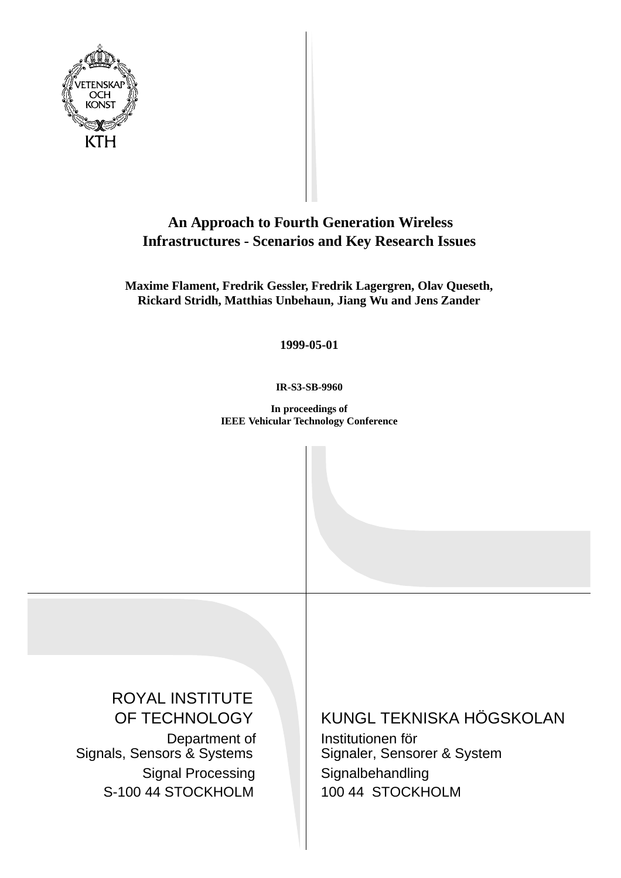VETENSKAP OCH KONST

KTH

# An Approach to Fourth Generation Wireless Infrastructures - Scenarios and Key Research Issues

**Maxime Flament, Fredrik Gessler, Fredrik Lagergren, Olav Queseth, Rickard Stridh, Matthias Unbehaun, Jiang Wu and Jens Zander**

**1999-05-01**

**IR-S3-SB-9960**

**In proceedings of**
**IEEE Vehicular Technology Conference**

ROYAL INSTITUTE OF TECHNOLOGY

Department of Signals, Sensors & Systems

Signal Processing

S-100 44 STOCKHOLM

KUNGL TEKNISKA HÖGSKOLAN

Institutionen för Signaler, Sensorer & System

Signalbehandling

100 44 STOCKHOLM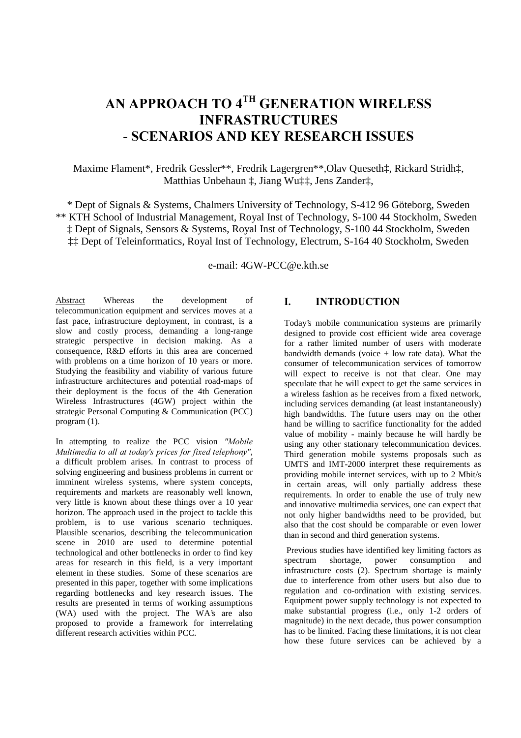# AN APPROACH TO 4[TH] GENERATION WIRELESS INFRASTRUCTURES - SCENARIOS AND KEY RESEARCH ISSUES

Maxime Flament*, Fredrik Gessler**, Fredrik Lagergren**,Olav Queseth‡, Rickard Stridh‡, Matthias Unbehaun ‡, Jiang Wu‡‡, Jens Zander‡,

\* Dept of Signals & Systems, Chalmers University of Technology, S-412 96 Göteborg, Sweden
\*\* KTH School of Industrial Management, Royal Inst of Technology, S-100 44 Stockholm, Sweden
‡ Dept of Signals, Sensors & Systems, Royal Inst of Technology, S-100 44 Stockholm, Sweden
‡‡ Dept of Teleinformatics, Royal Inst of Technology, Electrum, S-164 40 Stockholm, Sweden

e-mail: 4GW-PCC@e.kth.se

Abstract Whereas the development of telecommunication equipment and services moves at a fast pace, infrastructure deployment, in contrast, is a slow and costly process, demanding a long-range strategic perspective in decision making. As a consequence, R&D efforts in this area are concerned with problems on a time horizon of 10 years or more. Studying the feasibility and viability of various future infrastructure architectures and potential road-maps of their deployment is the focus of the 4th Generation Wireless Infrastructures (4GW) project within the strategic Personal Computing & Communication (PCC) program (1).

In attempting to realize the PCC vision *"Mobile Multimedia to all at today's prices for fixed telephony"*, a difficult problem arises. In contrast to process of solving engineering and business problems in current or imminent wireless systems, where system concepts, requirements and markets are reasonably well known, very little is known about these things over a 10 year horizon. The approach used in the project to tackle this problem, is to use various scenario techniques. Plausible scenarios, describing the telecommunication scene in 2010 are used to determine potential technological and other bottlenecks in order to find key areas for research in this field, is a very important element in these studies. Some of these scenarios are presented in this paper, together with some implications regarding bottlenecks and key research issues. The results are presented in terms of working assumptions (WA) used with the project. The WA's are also proposed to provide a framework for interrelating different research activities within PCC.

## I. INTRODUCTION

Today's mobile communication systems are primarily designed to provide cost efficient wide area coverage for a rather limited number of users with moderate bandwidth demands (voice + low rate data). What the consumer of telecommunication services of tomorrow will expect to receive is not that clear. One may speculate that he will expect to get the same services in a wireless fashion as he receives from a fixed network, including services demanding (at least instantaneously) high bandwidths. The future users may on the other hand be willing to sacrifice functionality for the added value of mobility - mainly because he will hardly be using any other stationary telecommunication devices. Third generation mobile systems proposals such as UMTS and IMT-2000 interpret these requirements as providing mobile internet services, with up to 2 Mbit/s in certain areas, will only partially address these requirements. In order to enable the use of truly new and innovative multimedia services, one can expect that not only higher bandwidths need to be provided, but also that the cost should be comparable or even lower than in second and third generation systems.

Previous studies have identified key limiting factors as spectrum shortage, power consumption and infrastructure costs (2). Spectrum shortage is mainly due to interference from other users but also due to regulation and co-ordination with existing services. Equipment power supply technology is not expected to make substantial progress (i.e., only 1-2 orders of magnitude) in the next decade, thus power consumption has to be limited. Facing these limitations, it is not clear how these future services can be achieved by a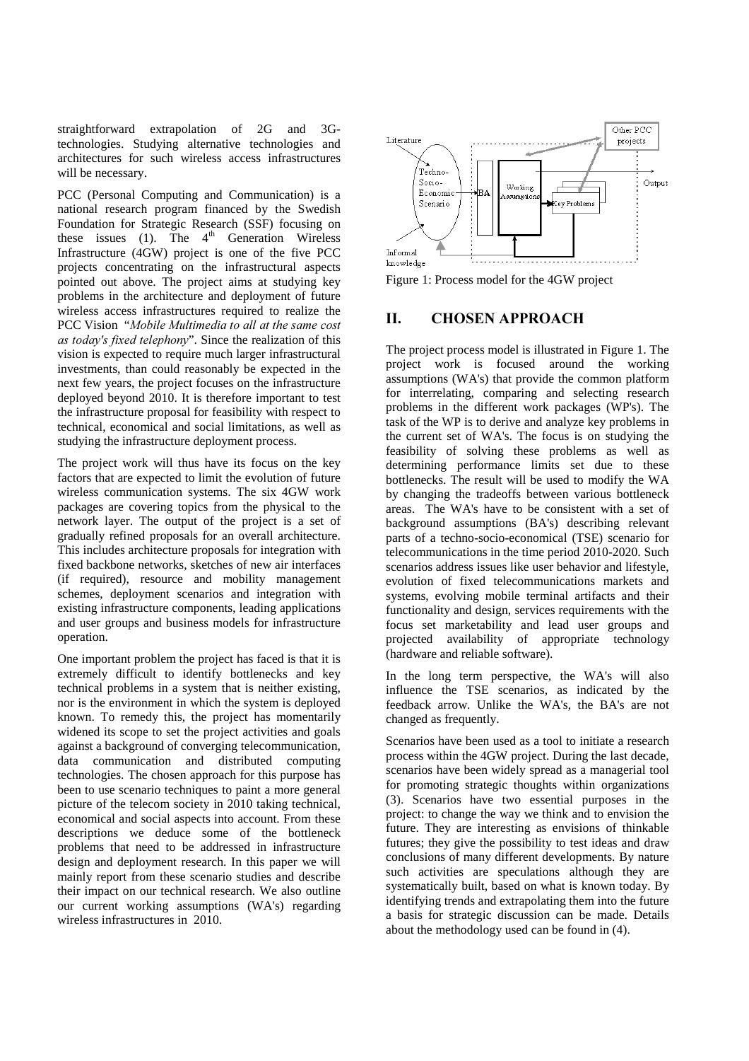straightforward extrapolation of 2G and 3G-technologies. Studying alternative technologies and architectures for such wireless access infrastructures will be necessary.

PCC (Personal Computing and Communication) is a national research program financed by the Swedish Foundation for Strategic Research (SSF) focusing on these issues (1). The 4[th] Generation Wireless Infrastructure (4GW) project is one of the five PCC projects concentrating on the infrastructural aspects pointed out above. The project aims at studying key problems in the architecture and deployment of future wireless access infrastructures required to realize the PCC Vision "*Mobile Multimedia to all at the same cost as today's fixed telephony*". Since the realization of this vision is expected to require much larger infrastructural investments, than could reasonably be expected in the next few years, the project focuses on the infrastructure deployed beyond 2010. It is therefore important to test the infrastructure proposal for feasibility with respect to technical, economical and social limitations, as well as studying the infrastructure deployment process.

The project work will thus have its focus on the key factors that are expected to limit the evolution of future wireless communication systems. The six 4GW work packages are covering topics from the physical to the network layer. The output of the project is a set of gradually refined proposals for an overall architecture. This includes architecture proposals for integration with fixed backbone networks, sketches of new air interfaces (if required), resource and mobility management schemes, deployment scenarios and integration with existing infrastructure components, leading applications and user groups and business models for infrastructure operation.

One important problem the project has faced is that it is extremely difficult to identify bottlenecks and key technical problems in a system that is neither existing, nor is the environment in which the system is deployed known. To remedy this, the project has momentarily widened its scope to set the project activities and goals against a background of converging telecommunication, data communication and distributed computing technologies. The chosen approach for this purpose has been to use scenario techniques to paint a more general picture of the telecom society in 2010 taking technical, economical and social aspects into account. From these descriptions we deduce some of the bottleneck problems that need to be addressed in infrastructure design and deployment research. In this paper we will mainly report from these scenario studies and describe their impact on our technical research. We also outline our current working assumptions (WA's) regarding wireless infrastructures in 2010.

Figure 1: Process model for the 4GW project

## II. CHOSEN APPROACH

The project process model is illustrated in Figure 1. The project work is focused around the working assumptions (WA's) that provide the common platform for interrelating, comparing and selecting research problems in the different work packages (WP's). The task of the WP is to derive and analyze key problems in the current set of WA's. The focus is on studying the feasibility of solving these problems as well as determining performance limits set due to these bottlenecks. The result will be used to modify the WA by changing the tradeoffs between various bottleneck areas. The WA's have to be consistent with a set of background assumptions (BA's) describing relevant parts of a techno-socio-economical (TSE) scenario for telecommunications in the time period 2010-2020. Such scenarios address issues like user behavior and lifestyle, evolution of fixed telecommunications markets and systems, evolving mobile terminal artifacts and their functionality and design, services requirements with the focus set marketability and lead user groups and projected availability of appropriate technology (hardware and reliable software).

In the long term perspective, the WA's will also influence the TSE scenarios, as indicated by the feedback arrow. Unlike the WA's, the BA's are not changed as frequently.

Scenarios have been used as a tool to initiate a research process within the 4GW project. During the last decade, scenarios have been widely spread as a managerial tool for promoting strategic thoughts within organizations (3). Scenarios have two essential purposes in the project: to change the way we think and to envision the future. They are interesting as envisions of thinkable futures; they give the possibility to test ideas and draw conclusions of many different developments. By nature such activities are speculations although they are systematically built, based on what is known today. By identifying trends and extrapolating them into the future a basis for strategic discussion can be made. Details about the methodology used can be found in (4).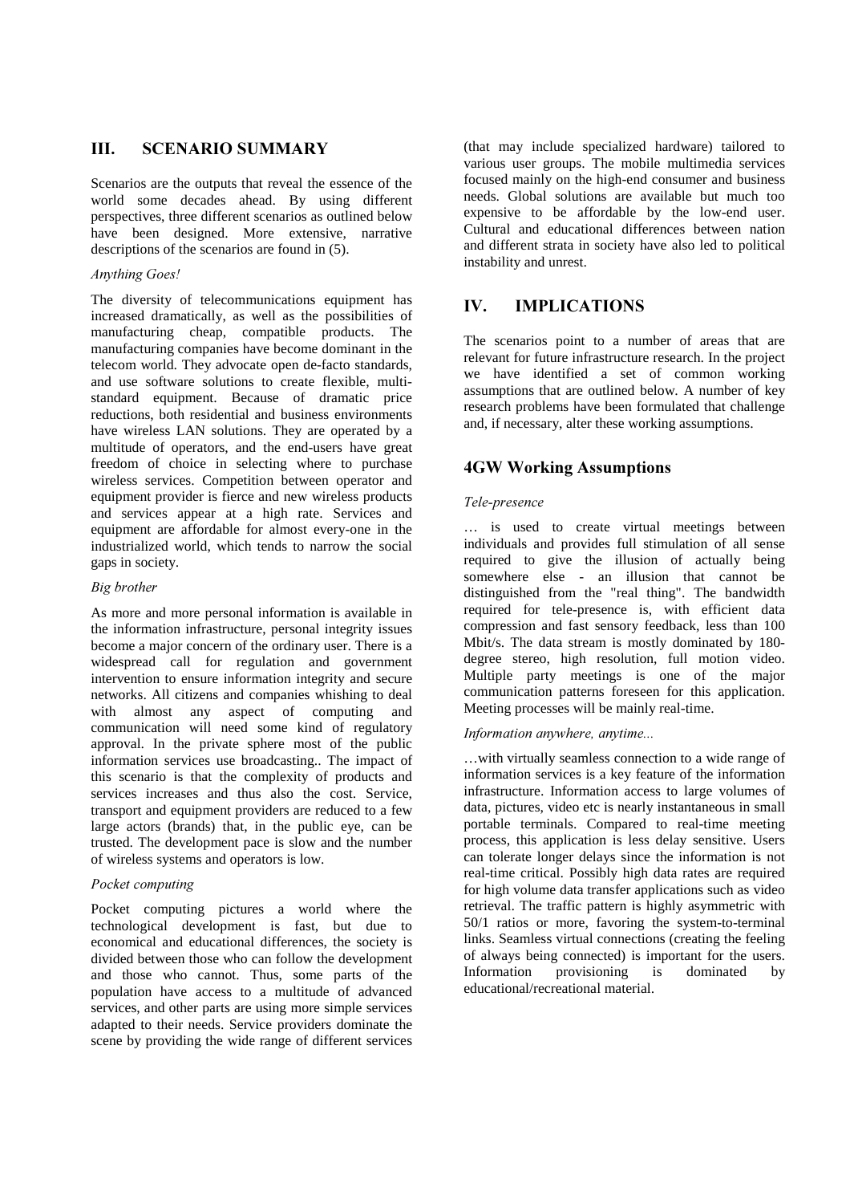## III. SCENARIO SUMMARY

Scenarios are the outputs that reveal the essence of the world some decades ahead. By using different perspectives, three different scenarios as outlined below have been designed. More extensive, narrative descriptions of the scenarios are found in (5).

*Anything Goes!*

The diversity of telecommunications equipment has increased dramatically, as well as the possibilities of manufacturing cheap, compatible products. The manufacturing companies have become dominant in the telecom world. They advocate open de-facto standards, and use software solutions to create flexible, multi-standard equipment. Because of dramatic price reductions, both residential and business environments have wireless LAN solutions. They are operated by a multitude of operators, and the end-users have great freedom of choice in selecting where to purchase wireless services. Competition between operator and equipment provider is fierce and new wireless products and services appear at a high rate. Services and equipment are affordable for almost every-one in the industrialized world, which tends to narrow the social gaps in society.

*Big brother*

As more and more personal information is available in the information infrastructure, personal integrity issues become a major concern of the ordinary user. There is a widespread call for regulation and government intervention to ensure information integrity and secure networks. All citizens and companies whishing to deal with almost any aspect of computing and communication will need some kind of regulatory approval. In the private sphere most of the public information services use broadcasting.. The impact of this scenario is that the complexity of products and services increases and thus also the cost. Service, transport and equipment providers are reduced to a few large actors (brands) that, in the public eye, can be trusted. The development pace is slow and the number of wireless systems and operators is low.

*Pocket computing*

Pocket computing pictures a world where the technological development is fast, but due to economical and educational differences, the society is divided between those who can follow the development and those who cannot. Thus, some parts of the population have access to a multitude of advanced services, and other parts are using more simple services adapted to their needs. Service providers dominate the scene by providing the wide range of different services (that may include specialized hardware) tailored to various user groups. The mobile multimedia services focused mainly on the high-end consumer and business needs. Global solutions are available but much too expensive to be affordable by the low-end user. Cultural and educational differences between nation and different strata in society have also led to political instability and unrest.

## IV. IMPLICATIONS

The scenarios point to a number of areas that are relevant for future infrastructure research. In the project we have identified a set of common working assumptions that are outlined below. A number of key research problems have been formulated that challenge and, if necessary, alter these working assumptions.

### 4GW Working Assumptions

*Tele-presence*

… is used to create virtual meetings between individuals and provides full stimulation of all sense required to give the illusion of actually being somewhere else - an illusion that cannot be distinguished from the "real thing". The bandwidth required for tele-presence is, with efficient data compression and fast sensory feedback, less than 100 Mbit/s. The data stream is mostly dominated by 180-degree stereo, high resolution, full motion video. Multiple party meetings is one of the major communication patterns foreseen for this application. Meeting processes will be mainly real-time.

*Information anywhere, anytime...*

…with virtually seamless connection to a wide range of information services is a key feature of the information infrastructure. Information access to large volumes of data, pictures, video etc is nearly instantaneous in small portable terminals. Compared to real-time meeting process, this application is less delay sensitive. Users can tolerate longer delays since the information is not real-time critical. Possibly high data rates are required for high volume data transfer applications such as video retrieval. The traffic pattern is highly asymmetric with 50/1 ratios or more, favoring the system-to-terminal links. Seamless virtual connections (creating the feeling of always being connected) is important for the users. Information provisioning is dominated by educational/recreational material.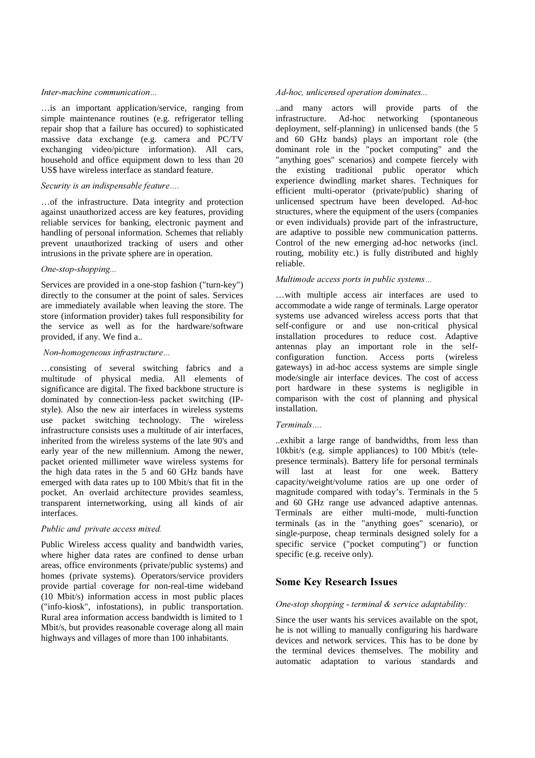*Inter-machine communication...*

…is an important application/service, ranging from simple maintenance routines (e.g. refrigerator telling repair shop that a failure has occured) to sophisticated massive data exchange (e.g. camera and PC/TV exchanging video/picture information). All cars, household and office equipment down to less than 20 US$ have wireless interface as standard feature.

*Security is an indispensable feature….*

…of the infrastructure. Data integrity and protection against unauthorized access are key features, providing reliable services for banking, electronic payment and handling of personal information. Schemes that reliably prevent unauthorized tracking of users and other intrusions in the private sphere are in operation.

*One-stop-shopping...*

Services are provided in a one-stop fashion ("turn-key") directly to the consumer at the point of sales. Services are immediately available when leaving the store. The store (information provider) takes full responsibility for the service as well as for the hardware/software provided, if any. We find a..

*Non-homogeneous infrastructure…*

…consisting of several switching fabrics and a multitude of physical media. All elements of significance are digital. The fixed backbone structure is dominated by connection-less packet switching (IP-style). Also the new air interfaces in wireless systems use packet switching technology. The wireless infrastructure consists uses a multitude of air interfaces, inherited from the wireless systems of the late 90's and early year of the new millennium. Among the newer, packet oriented millimeter wave wireless systems for the high data rates in the 5 and 60 GHz bands have emerged with data rates up to 100 Mbit/s that fit in the pocket. An overlaid architecture provides seamless, transparent internetworking, using all kinds of air interfaces.

*Public and private access mixed.*

Public Wireless access quality and bandwidth varies, where higher data rates are confined to dense urban areas, office environments (private/public systems) and homes (private systems). Operators/service providers provide partial coverage for non-real-time wideband (10 Mbit/s) information access in most public places ("info-kiosk", infostations), in public transportation. Rural area information access bandwidth is limited to 1 Mbit/s, but provides reasonable coverage along all main highways and villages of more than 100 inhabitants.

*Ad-hoc, unlicensed operation dominates...*

..and many actors will provide parts of the infrastructure. Ad-hoc networking (spontaneous deployment, self-planning) in unlicensed bands (the 5 and 60 GHz bands) plays an important role (the dominant role in the "pocket computing" and the "anything goes" scenarios) and compete fiercely with the existing traditional public operator which experience dwindling market shares. Techniques for efficient multi-operator (private/public) sharing of unlicensed spectrum have been developed. Ad-hoc structures, where the equipment of the users (companies or even individuals) provide part of the infrastructure, are adaptive to possible new communication patterns. Control of the new emerging ad-hoc networks (incl. routing, mobility etc.) is fully distributed and highly reliable.

*Multimode access ports in public systems…*

…with multiple access air interfaces are used to accommodate a wide range of terminals. Large operator systems use advanced wireless access ports that that self-configure or and use non-critical physical installation procedures to reduce cost. Adaptive antennas play an important role in the self-configuration function. Access ports (wireless gateways) in ad-hoc access systems are simple single mode/single air interface devices. The cost of access port hardware in these systems is negligible in comparison with the cost of planning and physical installation.

*Terminals….*

..exhibit a large range of bandwidths, from less than 10kbit/s (e.g. simple appliances) to 100 Mbit/s (tele-presence terminals). Battery life for personal terminals will last at least for one week. Battery capacity/weight/volume ratios are up one order of magnitude compared with today's. Terminals in the 5 and 60 GHz range use advanced adaptive antennas. Terminals are either multi-mode, multi-function terminals (as in the "anything goes" scenario), or single-purpose, cheap terminals designed solely for a specific service ("pocket computing") or function specific (e.g. receive only).

## Some Key Research Issues

*One-stop shopping - terminal & service adaptability:*

Since the user wants his services available on the spot, he is not willing to manually configuring his hardware devices and network services. This has to be done by the terminal devices themselves. The mobility and automatic adaptation to various standards and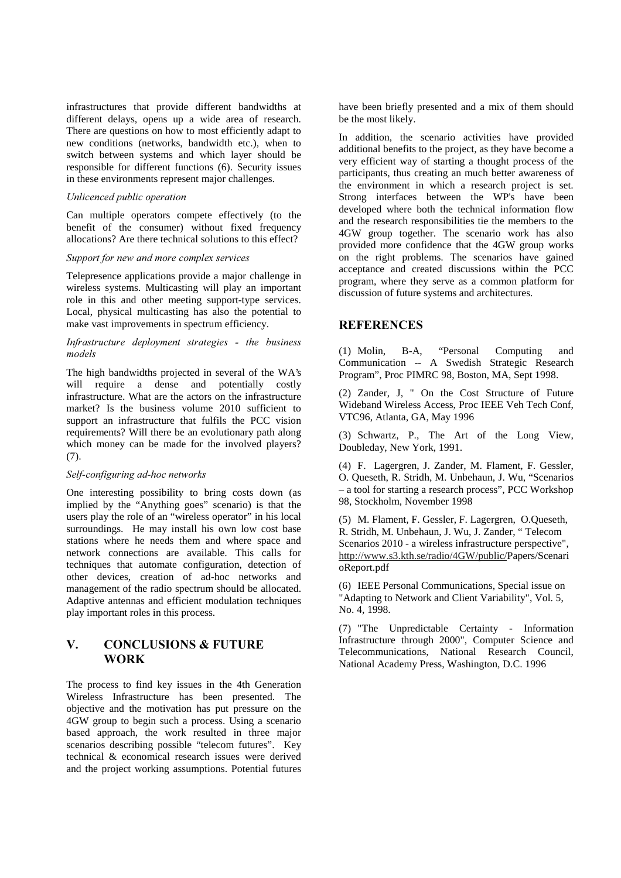infrastructures that provide different bandwidths at different delays, opens up a wide area of research. There are questions on how to most efficiently adapt to new conditions (networks, bandwidth etc.), when to switch between systems and which layer should be responsible for different functions (6). Security issues in these environments represent major challenges.

*Unlicenced public operation*

Can multiple operators compete effectively (to the benefit of the consumer) without fixed frequency allocations? Are there technical solutions to this effect?

*Support for new and more complex services*

Telepresence applications provide a major challenge in wireless systems. Multicasting will play an important role in this and other meeting support-type services. Local, physical multicasting has also the potential to make vast improvements in spectrum efficiency.

*Infrastructure deployment strategies - the business models*

The high bandwidths projected in several of the WA's will require a dense and potentially costly infrastructure. What are the actors on the infrastructure market? Is the business volume 2010 sufficient to support an infrastructure that fulfils the PCC vision requirements? Will there be an evolutionary path along which money can be made for the involved players? (7).

*Self-configuring ad-hoc networks*

One interesting possibility to bring costs down (as implied by the "Anything goes" scenario) is that the users play the role of an "wireless operator" in his local surroundings. He may install his own low cost base stations where he needs them and where space and network connections are available. This calls for techniques that automate configuration, detection of other devices, creation of ad-hoc networks and management of the radio spectrum should be allocated. Adaptive antennas and efficient modulation techniques play important roles in this process.

## V. CONCLUSIONS & FUTURE WORK

The process to find key issues in the 4th Generation Wireless Infrastructure has been presented. The objective and the motivation has put pressure on the 4GW group to begin such a process. Using a scenario based approach, the work resulted in three major scenarios describing possible "telecom futures". Key technical & economical research issues were derived and the project working assumptions. Potential futures have been briefly presented and a mix of them should be the most likely.

In addition, the scenario activities have provided additional benefits to the project, as they have become a very efficient way of starting a thought process of the participants, thus creating an much better awareness of the environment in which a research project is set. Strong interfaces between the WP's have been developed where both the technical information flow and the research responsibilities tie the members to the 4GW group together. The scenario work has also provided more confidence that the 4GW group works on the right problems. The scenarios have gained acceptance and created discussions within the PCC program, where they serve as a common platform for discussion of future systems and architectures.

## REFERENCES

(1) Molin, B-A, "Personal Computing and Communication -- A Swedish Strategic Research Program", Proc PIMRC 98, Boston, MA, Sept 1998.

(2) Zander, J, " On the Cost Structure of Future Wideband Wireless Access, Proc IEEE Veh Tech Conf, VTC96, Atlanta, GA, May 1996

(3) Schwartz, P., The Art of the Long View, Doubleday, New York, 1991.

(4) F. Lagergren, J. Zander, M. Flament, F. Gessler, O. Queseth, R. Stridh, M. Unbehaun, J. Wu, "Scenarios – a tool for starting a research process", PCC Workshop 98, Stockholm, November 1998

(5) M. Flament, F. Gessler, F. Lagergren, O.Queseth, R. Stridh, M. Unbehaun, J. Wu, J. Zander, " Telecom Scenarios 2010 - a wireless infrastructure perspective", http://www.s3.kth.se/radio/4GW/public/Papers/ScenarioReport.pdf

(6) IEEE Personal Communications, Special issue on "Adapting to Network and Client Variability", Vol. 5, No. 4, 1998.

(7) "The Unpredictable Certainty - Information Infrastructure through 2000", Computer Science and Telecommunications, National Research Council, National Academy Press, Washington, D.C. 1996